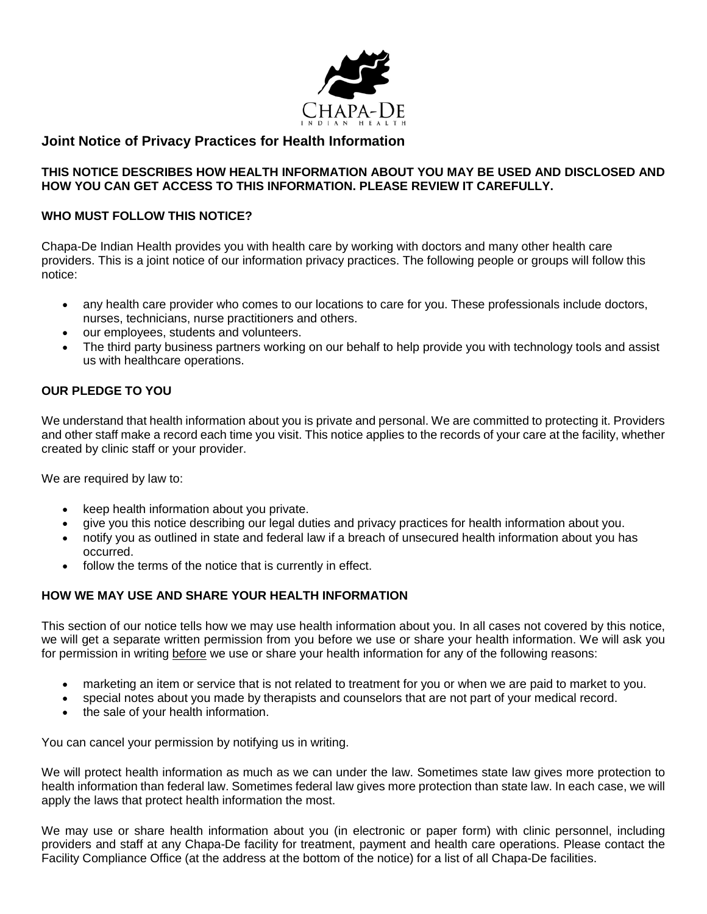CHAPA-DE

INDIAN HEALTH

## Joint Notice of Privacy Practices for Health Information

**THIS NOTICE DESCRIBES HOW HEALTH INFORMATION ABOUT YOU MAY BE USED AND DISCLOSED AND HOW YOU CAN GET ACCESS TO THIS INFORMATION. PLEASE REVIEW IT CAREFULLY.**

### WHO MUST FOLLOW THIS NOTICE?

Chapa-De Indian Health provides you with health care by working with doctors and many other health care providers. This is a joint notice of our information privacy practices. The following people or groups will follow this notice:

- any health care provider who comes to our locations to care for you. These professionals include doctors, nurses, technicians, nurse practitioners and others.
- our employees, students and volunteers.
- The third party business partners working on our behalf to help provide you with technology tools and assist us with healthcare operations.

### OUR PLEDGE TO YOU

We understand that health information about you is private and personal. We are committed to protecting it. Providers and other staff make a record each time you visit. This notice applies to the records of your care at the facility, whether created by clinic staff or your provider.

We are required by law to:

- keep health information about you private.
- give you this notice describing our legal duties and privacy practices for health information about you.
- notify you as outlined in state and federal law if a breach of unsecured health information about you has occurred.
- follow the terms of the notice that is currently in effect.

### HOW WE MAY USE AND SHARE YOUR HEALTH INFORMATION

This section of our notice tells how we may use health information about you. In all cases not covered by this notice, we will get a separate written permission from you before we use or share your health information. We will ask you for permission in writing before we use or share your health information for any of the following reasons:

- marketing an item or service that is not related to treatment for you or when we are paid to market to you.
- special notes about you made by therapists and counselors that are not part of your medical record.
- the sale of your health information.

You can cancel your permission by notifying us in writing.

We will protect health information as much as we can under the law. Sometimes state law gives more protection to health information than federal law. Sometimes federal law gives more protection than state law. In each case, we will apply the laws that protect health information the most.

We may use or share health information about you (in electronic or paper form) with clinic personnel, including providers and staff at any Chapa-De facility for treatment, payment and health care operations. Please contact the Facility Compliance Office (at the address at the bottom of the notice) for a list of all Chapa-De facilities.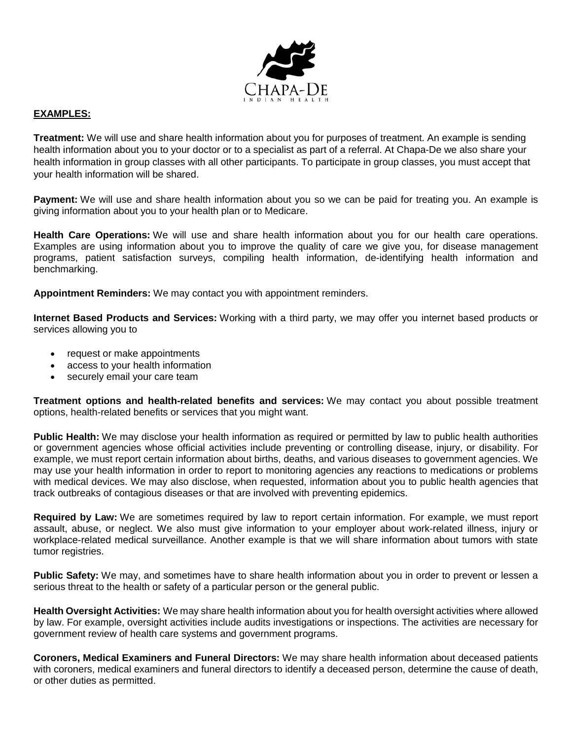## EXAMPLES:

**Treatment:** We will use and share health information about you for purposes of treatment. An example is sending health information about you to your doctor or to a specialist as part of a referral. At Chapa-De we also share your health information in group classes with all other participants. To participate in group classes, you must accept that your health information will be shared.

**Payment:** We will use and share health information about you so we can be paid for treating you. An example is giving information about you to your health plan or to Medicare.

**Health Care Operations:** We will use and share health information about you for our health care operations. Examples are using information about you to improve the quality of care we give you, for disease management programs, patient satisfaction surveys, compiling health information, de-identifying health information and benchmarking.

**Appointment Reminders:** We may contact you with appointment reminders.

**Internet Based Products and Services:** Working with a third party, we may offer you internet based products or services allowing you to

- request or make appointments
- access to your health information
- securely email your care team

**Treatment options and health-related benefits and services:** We may contact you about possible treatment options, health-related benefits or services that you might want.

**Public Health:** We may disclose your health information as required or permitted by law to public health authorities or government agencies whose official activities include preventing or controlling disease, injury, or disability. For example, we must report certain information about births, deaths, and various diseases to government agencies. We may use your health information in order to report to monitoring agencies any reactions to medications or problems with medical devices. We may also disclose, when requested, information about you to public health agencies that track outbreaks of contagious diseases or that are involved with preventing epidemics.

**Required by Law:** We are sometimes required by law to report certain information. For example, we must report assault, abuse, or neglect. We also must give information to your employer about work-related illness, injury or workplace-related medical surveillance. Another example is that we will share information about tumors with state tumor registries.

**Public Safety:** We may, and sometimes have to share health information about you in order to prevent or lessen a serious threat to the health or safety of a particular person or the general public.

**Health Oversight Activities:** We may share health information about you for health oversight activities where allowed by law. For example, oversight activities include audits investigations or inspections. The activities are necessary for government review of health care systems and government programs.

**Coroners, Medical Examiners and Funeral Directors:** We may share health information about deceased patients with coroners, medical examiners and funeral directors to identify a deceased person, determine the cause of death, or other duties as permitted.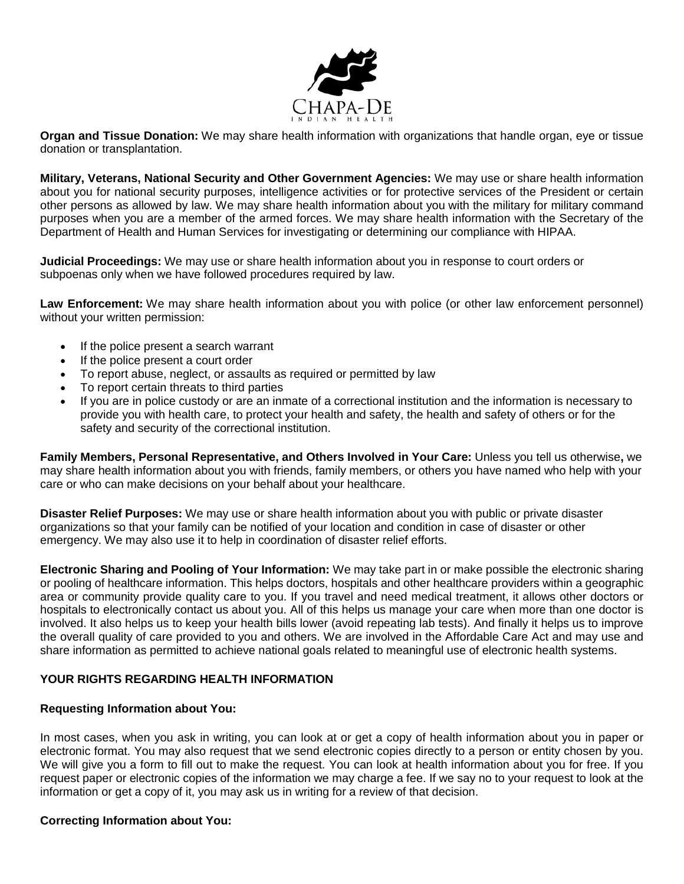**Organ and Tissue Donation:** We may share health information with organizations that handle organ, eye or tissue donation or transplantation.

**Military, Veterans, National Security and Other Government Agencies:** We may use or share health information about you for national security purposes, intelligence activities or for protective services of the President or certain other persons as allowed by law. We may share health information about you with the military for military command purposes when you are a member of the armed forces. We may share health information with the Secretary of the Department of Health and Human Services for investigating or determining our compliance with HIPAA.

**Judicial Proceedings:** We may use or share health information about you in response to court orders or subpoenas only when we have followed procedures required by law.

**Law Enforcement:** We may share health information about you with police (or other law enforcement personnel) without your written permission:

- If the police present a search warrant
- If the police present a court order
- To report abuse, neglect, or assaults as required or permitted by law
- To report certain threats to third parties
- If you are in police custody or are an inmate of a correctional institution and the information is necessary to provide you with health care, to protect your health and safety, the health and safety of others or for the safety and security of the correctional institution.

**Family Members, Personal Representative, and Others Involved in Your Care:** Unless you tell us otherwise**,** we may share health information about you with friends, family members, or others you have named who help with your care or who can make decisions on your behalf about your healthcare.

**Disaster Relief Purposes:** We may use or share health information about you with public or private disaster organizations so that your family can be notified of your location and condition in case of disaster or other emergency. We may also use it to help in coordination of disaster relief efforts.

**Electronic Sharing and Pooling of Your Information:** We may take part in or make possible the electronic sharing or pooling of healthcare information. This helps doctors, hospitals and other healthcare providers within a geographic area or community provide quality care to you. If you travel and need medical treatment, it allows other doctors or hospitals to electronically contact us about you. All of this helps us manage your care when more than one doctor is involved. It also helps us to keep your health bills lower (avoid repeating lab tests). And finally it helps us to improve the overall quality of care provided to you and others. We are involved in the Affordable Care Act and may use and share information as permitted to achieve national goals related to meaningful use of electronic health systems.

## YOUR RIGHTS REGARDING HEALTH INFORMATION

### Requesting Information about You:

In most cases, when you ask in writing, you can look at or get a copy of health information about you in paper or electronic format. You may also request that we send electronic copies directly to a person or entity chosen by you. We will give you a form to fill out to make the request. You can look at health information about you for free. If you request paper or electronic copies of the information we may charge a fee. If we say no to your request to look at the information or get a copy of it, you may ask us in writing for a review of that decision.

### Correcting Information about You: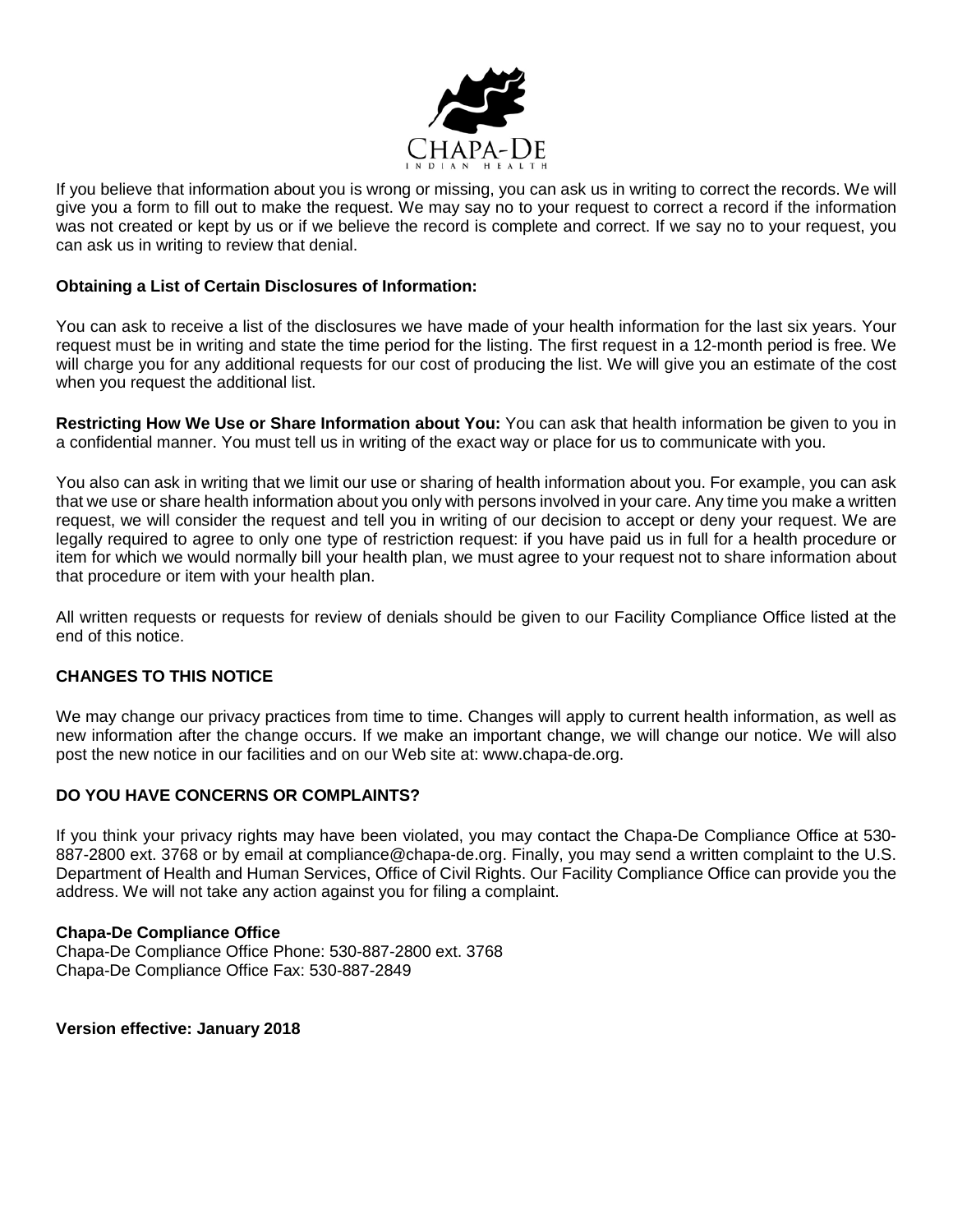If you believe that information about you is wrong or missing, you can ask us in writing to correct the records. We will give you a form to fill out to make the request. We may say no to your request to correct a record if the information was not created or kept by us or if we believe the record is complete and correct. If we say no to your request, you can ask us in writing to review that denial.

**Obtaining a List of Certain Disclosures of Information:**

You can ask to receive a list of the disclosures we have made of your health information for the last six years. Your request must be in writing and state the time period for the listing. The first request in a 12-month period is free. We will charge you for any additional requests for our cost of producing the list. We will give you an estimate of the cost when you request the additional list.

**Restricting How We Use or Share Information about You:** You can ask that health information be given to you in a confidential manner. You must tell us in writing of the exact way or place for us to communicate with you.

You also can ask in writing that we limit our use or sharing of health information about you. For example, you can ask that we use or share health information about you only with persons involved in your care. Any time you make a written request, we will consider the request and tell you in writing of our decision to accept or deny your request. We are legally required to agree to only one type of restriction request: if you have paid us in full for a health procedure or item for which we would normally bill your health plan, we must agree to your request not to share information about that procedure or item with your health plan.

All written requests or requests for review of denials should be given to our Facility Compliance Office listed at the end of this notice.

## CHANGES TO THIS NOTICE

We may change our privacy practices from time to time. Changes will apply to current health information, as well as new information after the change occurs. If we make an important change, we will change our notice. We will also post the new notice in our facilities and on our Web site at: www.chapa-de.org.

## DO YOU HAVE CONCERNS OR COMPLAINTS?

If you think your privacy rights may have been violated, you may contact the Chapa-De Compliance Office at 530-887-2800 ext. 3768 or by email at compliance@chapa-de.org. Finally, you may send a written complaint to the U.S. Department of Health and Human Services, Office of Civil Rights. Our Facility Compliance Office can provide you the address. We will not take any action against you for filing a complaint.

**Chapa-De Compliance Office**
Chapa-De Compliance Office Phone: 530-887-2800 ext. 3768
Chapa-De Compliance Office Fax: 530-887-2849

**Version effective: January 2018**